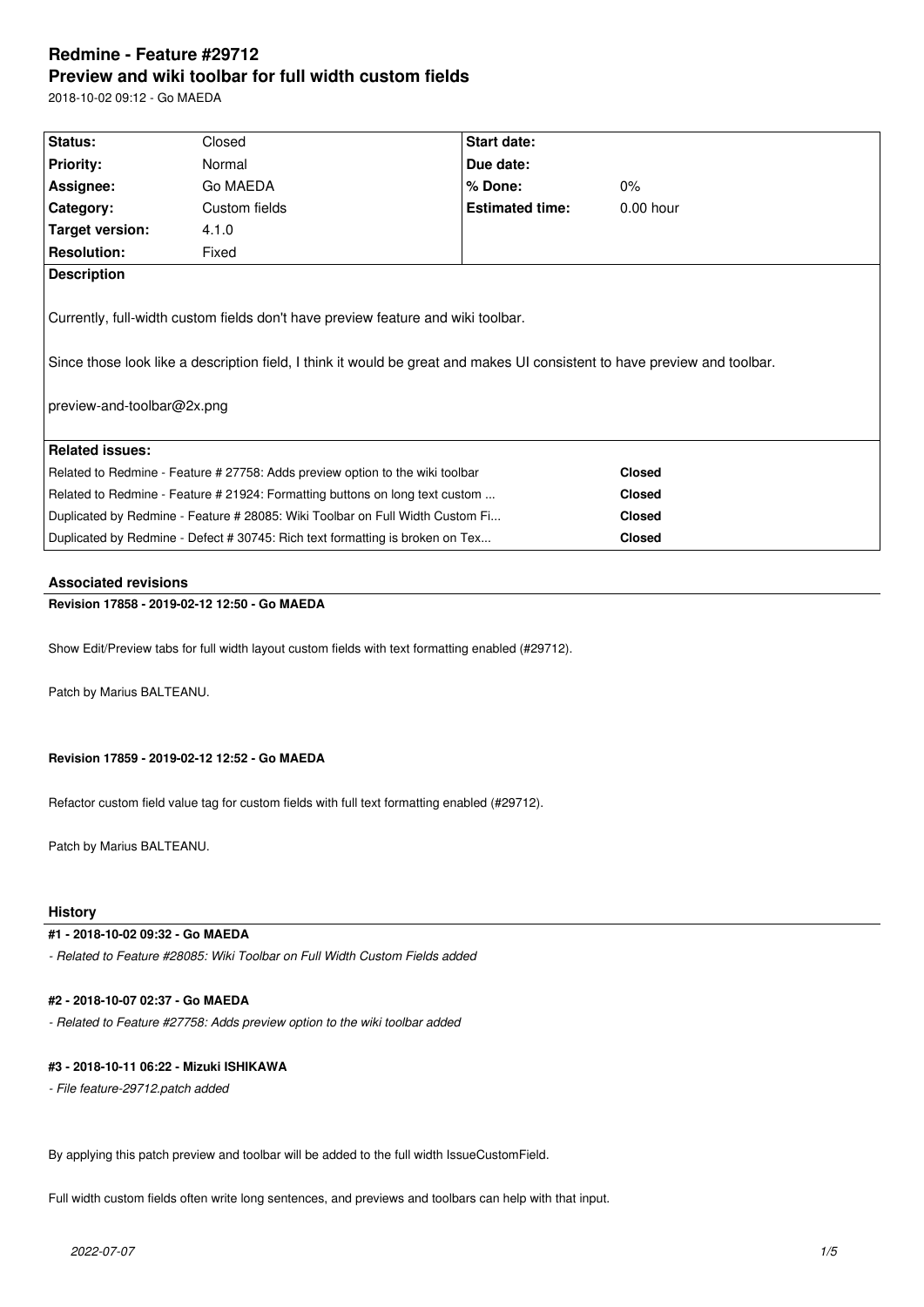# Redmine - Feature #29712
# Preview and wiki toolbar for full width custom fields

2018-10-02 09:12 - Go MAEDA

| Status: | Closed | Start date: | |
|---|---|---|---|
| Priority: | Normal | Due date: | |
| Assignee: | Go MAEDA | % Done: | 0% |
| Category: | Custom fields | Estimated time: | 0.00 hour |
| Target version: | 4.1.0 | | |
| Resolution: | Fixed | | |

**Description**

Currently, full-width custom fields don't have preview feature and wiki toolbar.

Since those look like a description field, I think it would be great and makes UI consistent to have preview and toolbar.

preview-and-toolbar@2x.png

**Related issues:**

| Related issue | Status |
|---|---|
| Related to Redmine - Feature # 27758: Adds preview option to the wiki toolbar | **Closed** |
| Related to Redmine - Feature # 21924: Formatting buttons on long text custom ... | **Closed** |
| Duplicated by Redmine - Feature # 28085: Wiki Toolbar on Full Width Custom Fi... | **Closed** |
| Duplicated by Redmine - Defect # 30745: Rich text formatting is broken on Tex... | **Closed** |

### Associated revisions

**Revision 17858 - 2019-02-12 12:50 - Go MAEDA**

Show Edit/Preview tabs for full width layout custom fields with text formatting enabled (#29712).

Patch by Marius BALTEANU.

**Revision 17859 - 2019-02-12 12:52 - Go MAEDA**

Refactor custom field value tag for custom fields with full text formatting enabled (#29712).

Patch by Marius BALTEANU.

### History

**#1 - 2018-10-02 09:32 - Go MAEDA**

*- Related to Feature #28085: Wiki Toolbar on Full Width Custom Fields added*

**#2 - 2018-10-07 02:37 - Go MAEDA**

*- Related to Feature #27758: Adds preview option to the wiki toolbar added*

**#3 - 2018-10-11 06:22 - Mizuki ISHIKAWA**

*- File feature-29712.patch added*

By applying this patch preview and toolbar will be added to the full width IssueCustomField.

Full width custom fields often write long sentences, and previews and toolbars can help with that input.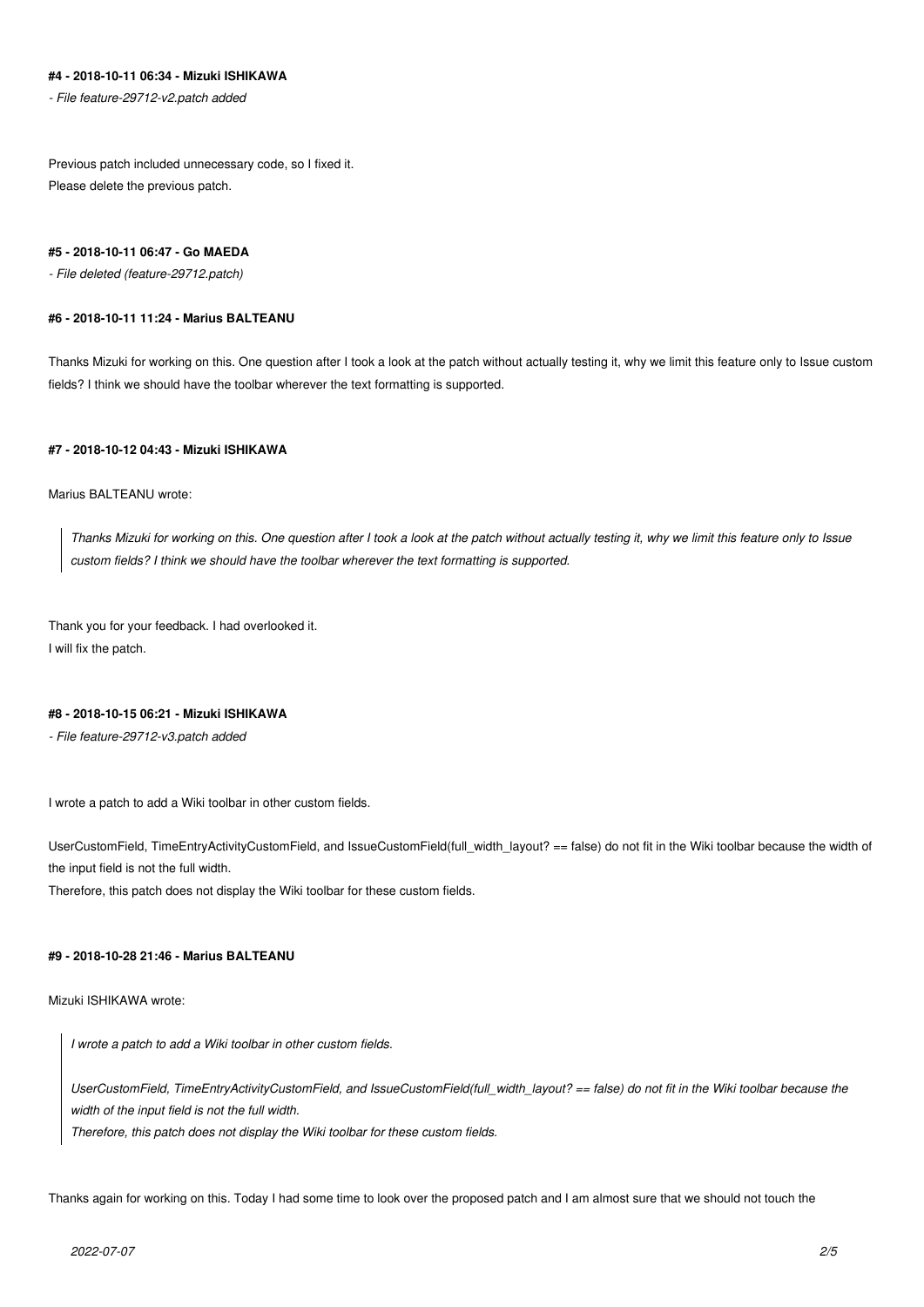#### #4 - 2018-10-11 06:34 - Mizuki ISHIKAWA

*- File feature-29712-v2.patch added*

Previous patch included unnecessary code, so I fixed it.
Please delete the previous patch.

#### #5 - 2018-10-11 06:47 - Go MAEDA

*- File deleted (feature-29712.patch)*

#### #6 - 2018-10-11 11:24 - Marius BALTEANU

Thanks Mizuki for working on this. One question after I took a look at the patch without actually testing it, why we limit this feature only to Issue custom fields? I think we should have the toolbar wherever the text formatting is supported.

#### #7 - 2018-10-12 04:43 - Mizuki ISHIKAWA

Marius BALTEANU wrote:

> *Thanks Mizuki for working on this. One question after I took a look at the patch without actually testing it, why we limit this feature only to Issue custom fields? I think we should have the toolbar wherever the text formatting is supported.*

Thank you for your feedback. I had overlooked it.
I will fix the patch.

#### #8 - 2018-10-15 06:21 - Mizuki ISHIKAWA

*- File feature-29712-v3.patch added*

I wrote a patch to add a Wiki toolbar in other custom fields.

UserCustomField, TimeEntryActivityCustomField, and IssueCustomField(full_width_layout? == false) do not fit in the Wiki toolbar because the width of the input field is not the full width.
Therefore, this patch does not display the Wiki toolbar for these custom fields.

#### #9 - 2018-10-28 21:46 - Marius BALTEANU

Mizuki ISHIKAWA wrote:

> *I wrote a patch to add a Wiki toolbar in other custom fields.*
>
> *UserCustomField, TimeEntryActivityCustomField, and IssueCustomField(full_width_layout? == false) do not fit in the Wiki toolbar because the width of the input field is not the full width.*
> *Therefore, this patch does not display the Wiki toolbar for these custom fields.*

Thanks again for working on this. Today I had some time to look over the proposed patch and I am almost sure that we should not touch the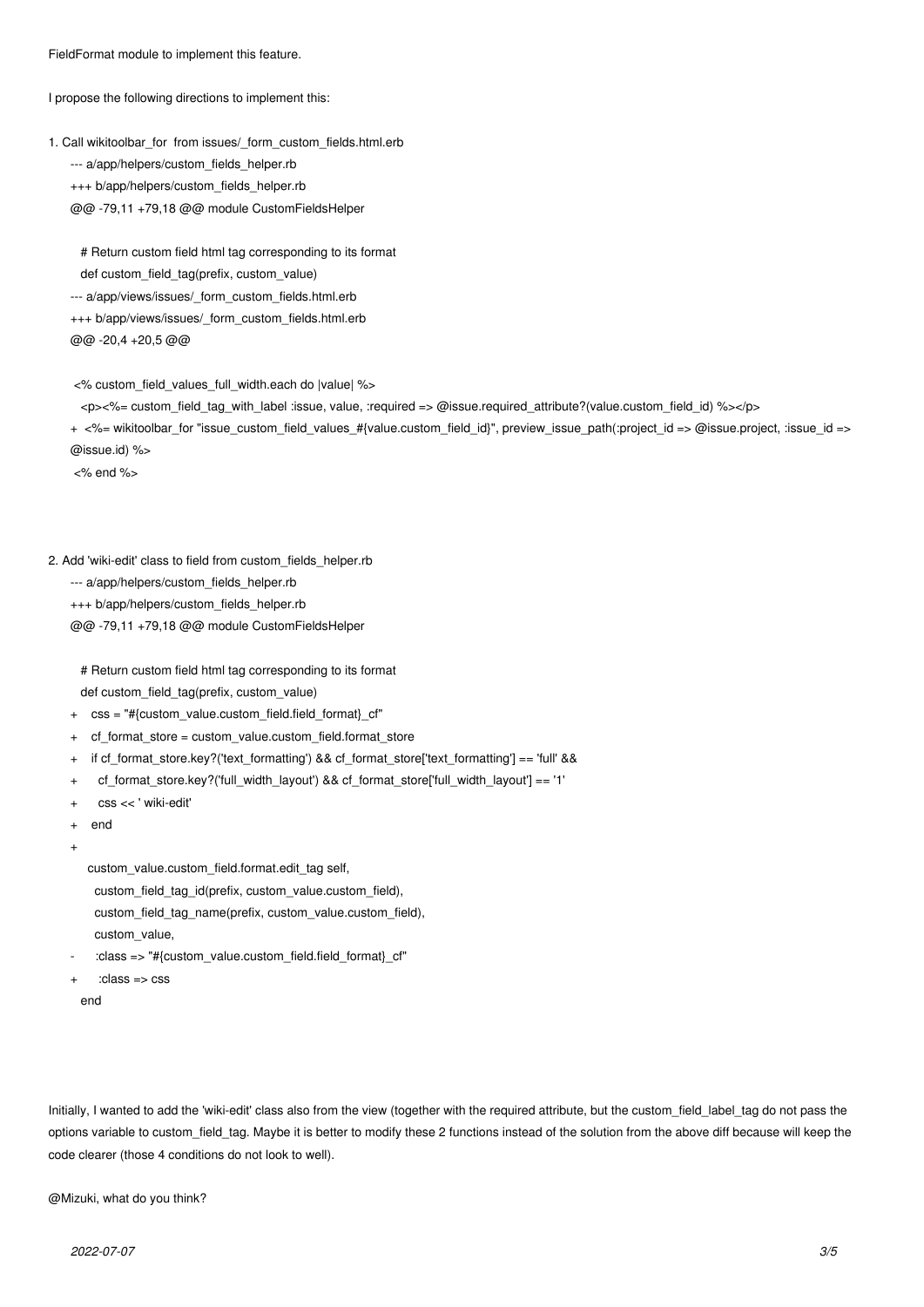FieldFormat module to implement this feature.

I propose the following directions to implement this:

1. Call wikitoolbar_for from issues/_form_custom_fields.html.erb

```
--- a/app/helpers/custom_fields_helper.rb
+++ b/app/helpers/custom_fields_helper.rb
@@ -79,11 +79,18 @@ module CustomFieldsHelper

   # Return custom field html tag corresponding to its format
   def custom_field_tag(prefix, custom_value)
--- a/app/views/issues/_form_custom_fields.html.erb
+++ b/app/views/issues/_form_custom_fields.html.erb
@@ -20,4 +20,5 @@

 <% custom_field_values_full_width.each do |value| %>
   <p><%= custom_field_tag_with_label :issue, value, :required => @issue.required_attribute?(value.custom_field_id) %></p>
+  <%= wikitoolbar_for "issue_custom_field_values_#{value.custom_field_id}", preview_issue_path(:project_id => @issue.project, :issue_id => @issue.id) %>
 <% end %>
```

2. Add 'wiki-edit' class to field from custom_fields_helper.rb

```
--- a/app/helpers/custom_fields_helper.rb
+++ b/app/helpers/custom_fields_helper.rb
@@ -79,11 +79,18 @@ module CustomFieldsHelper

   # Return custom field html tag corresponding to its format
   def custom_field_tag(prefix, custom_value)
+    css = "#{custom_value.custom_field.field_format}_cf"
+    cf_format_store = custom_value.custom_field.format_store
+    if cf_format_store.key?('text_formatting') && cf_format_store['text_formatting'] == 'full' &&
+      cf_format_store.key?('full_width_layout') && cf_format_store['full_width_layout'] == '1'
+      css << ' wiki-edit'
+    end
+
     custom_value.custom_field.format.edit_tag self,
       custom_field_tag_id(prefix, custom_value.custom_field),
       custom_field_tag_name(prefix, custom_value.custom_field),
       custom_value,
-      :class => "#{custom_value.custom_field.field_format}_cf"
+      :class => css
   end
```

Initially, I wanted to add the 'wiki-edit' class also from the view (together with the required attribute, but the custom_field_label_tag do not pass the options variable to custom_field_tag. Maybe it is better to modify these 2 functions instead of the solution from the above diff because will keep the code clearer (those 4 conditions do not look to well).

@Mizuki, what do you think?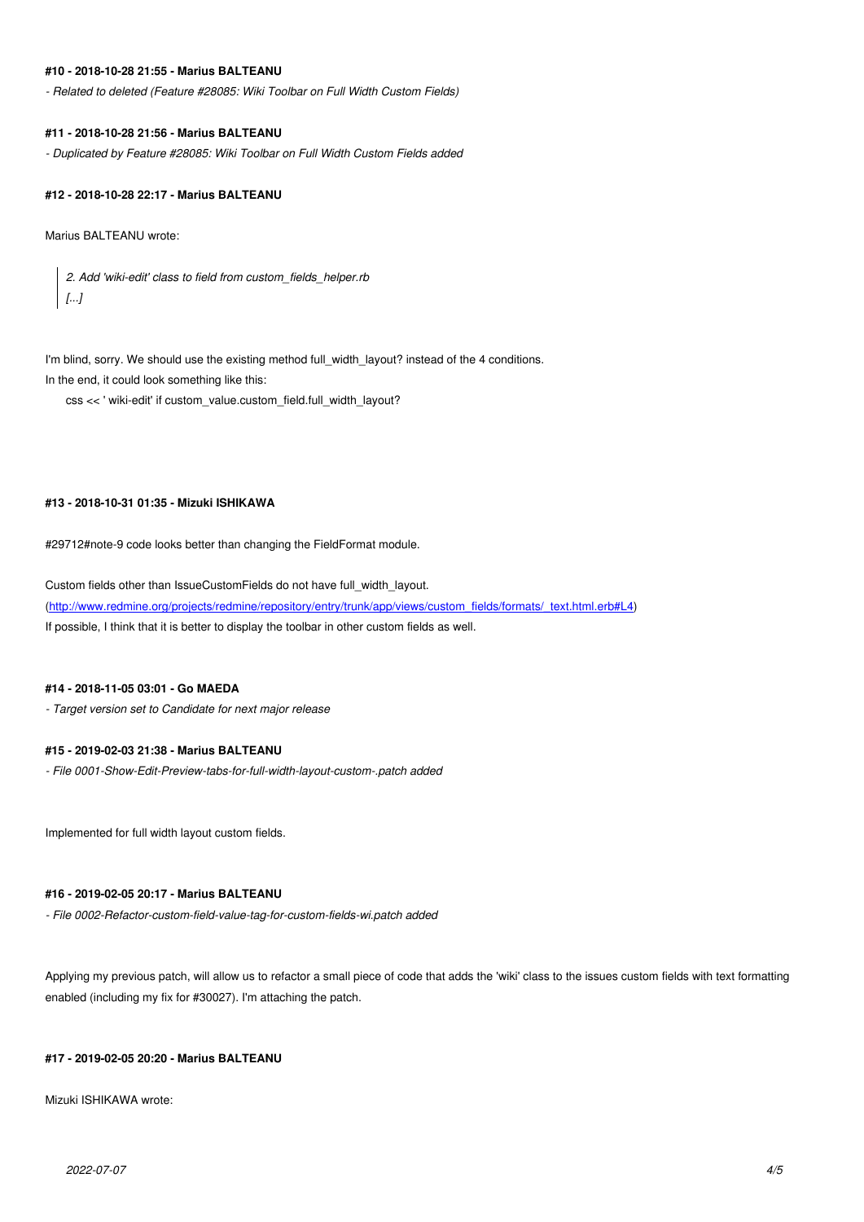#### #10 - 2018-10-28 21:55 - Marius BALTEANU

*- Related to deleted (Feature #28085: Wiki Toolbar on Full Width Custom Fields)*

#### #11 - 2018-10-28 21:56 - Marius BALTEANU

*- Duplicated by Feature #28085: Wiki Toolbar on Full Width Custom Fields added*

#### #12 - 2018-10-28 22:17 - Marius BALTEANU

Marius BALTEANU wrote:

> *2. Add 'wiki-edit' class to field from custom_fields_helper.rb*
> *[...]*

I'm blind, sorry. We should use the existing method full_width_layout? instead of the 4 conditions.
In the end, it could look something like this:

```
css << ' wiki-edit' if custom_value.custom_field.full_width_layout?
```

#### #13 - 2018-10-31 01:35 - Mizuki ISHIKAWA

#29712#note-9 code looks better than changing the FieldFormat module.

Custom fields other than IssueCustomFields do not have full_width_layout.
(http://www.redmine.org/projects/redmine/repository/entry/trunk/app/views/custom_fields/formats/_text.html.erb#L4)
If possible, I think that it is better to display the toolbar in other custom fields as well.

#### #14 - 2018-11-05 03:01 - Go MAEDA

*- Target version set to Candidate for next major release*

#### #15 - 2019-02-03 21:38 - Marius BALTEANU

*- File 0001-Show-Edit-Preview-tabs-for-full-width-layout-custom-.patch added*

Implemented for full width layout custom fields.

#### #16 - 2019-02-05 20:17 - Marius BALTEANU

*- File 0002-Refactor-custom-field-value-tag-for-custom-fields-wi.patch added*

Applying my previous patch, will allow us to refactor a small piece of code that adds the 'wiki' class to the issues custom fields with text formatting enabled (including my fix for #30027). I'm attaching the patch.

#### #17 - 2019-02-05 20:20 - Marius BALTEANU

Mizuki ISHIKAWA wrote: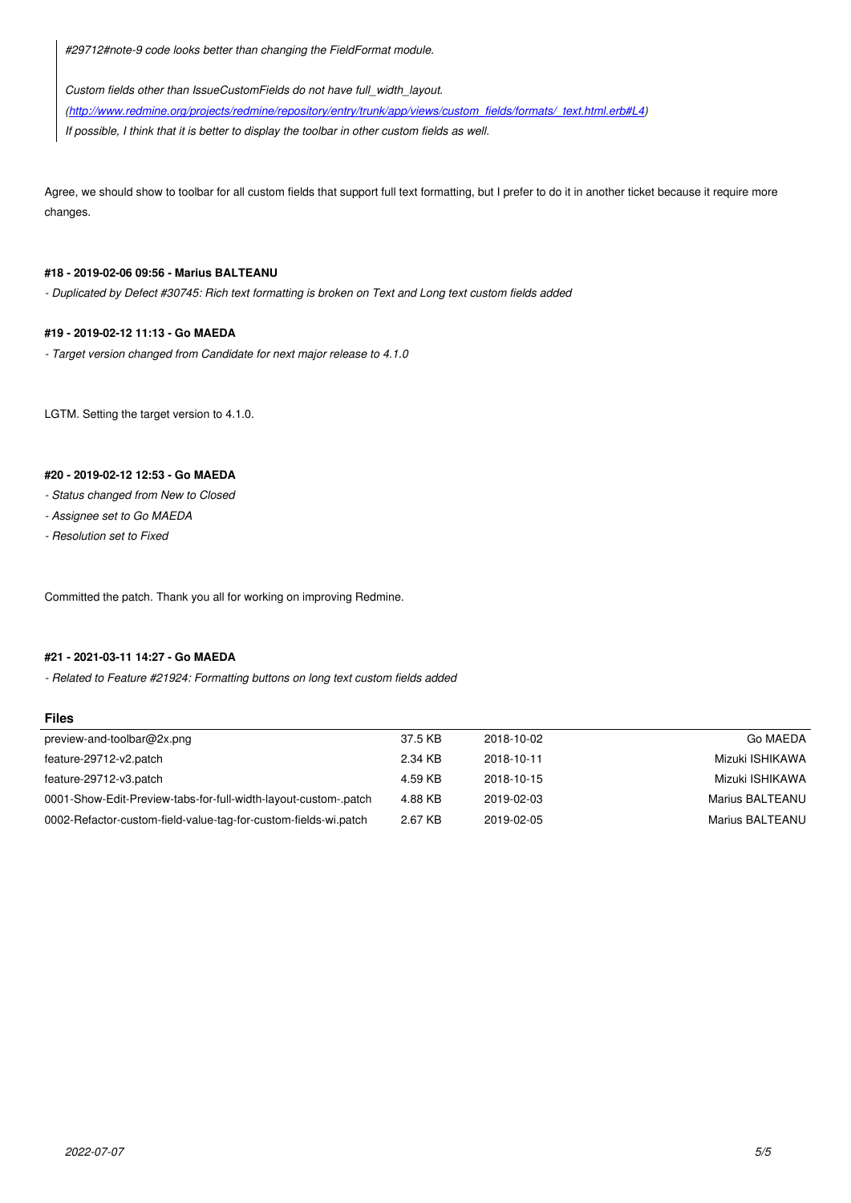> *#29712#note-9 code looks better than changing the FieldFormat module.*
>
> *Custom fields other than IssueCustomFields do not have full_width_layout.*
> *([http://www.redmine.org/projects/redmine/repository/entry/trunk/app/views/custom_fields/formats/_text.html.erb#L4](http://www.redmine.org/projects/redmine/repository/entry/trunk/app/views/custom_fields/formats/_text.html.erb#L4))*
> *If possible, I think that it is better to display the toolbar in other custom fields as well.*

Agree, we should show to toolbar for all custom fields that support full text formatting, but I prefer to do it in another ticket because it require more changes.

#### #18 - 2019-02-06 09:56 - Marius BALTEANU

*- Duplicated by Defect #30745: Rich text formatting is broken on Text and Long text custom fields added*

#### #19 - 2019-02-12 11:13 - Go MAEDA

*- Target version changed from Candidate for next major release to 4.1.0*

LGTM. Setting the target version to 4.1.0.

#### #20 - 2019-02-12 12:53 - Go MAEDA

*- Status changed from New to Closed*

*- Assignee set to Go MAEDA*

*- Resolution set to Fixed*

Committed the patch. Thank you all for working on improving Redmine.

#### #21 - 2021-03-11 14:27 - Go MAEDA

*- Related to Feature #21924: Formatting buttons on long text custom fields added*

### Files

| | | | |
|---|---|---|---|
| preview-and-toolbar@2x.png | 37.5 KB | 2018-10-02 | Go MAEDA |
| feature-29712-v2.patch | 2.34 KB | 2018-10-11 | Mizuki ISHIKAWA |
| feature-29712-v3.patch | 4.59 KB | 2018-10-15 | Mizuki ISHIKAWA |
| 0001-Show-Edit-Preview-tabs-for-full-width-layout-custom-.patch | 4.88 KB | 2019-02-03 | Marius BALTEANU |
| 0002-Refactor-custom-field-value-tag-for-custom-fields-wi.patch | 2.67 KB | 2019-02-05 | Marius BALTEANU |